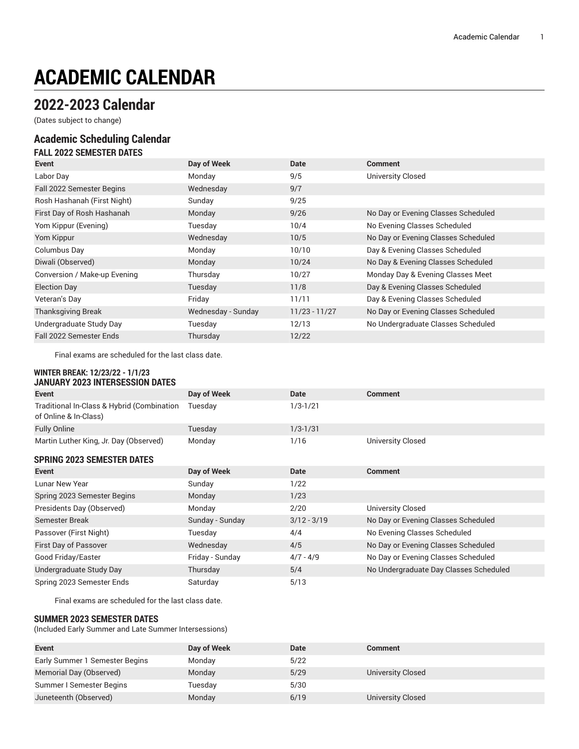# ACADEMIC CALENDAR

## 2022-2023 Calendar

(Dates subject to change)

### Academic Scheduling Calendar

#### FALL 2022 SEMESTER DATES

| Event | Day of Week | Date | Comment |
|---|---|---|---|
| Labor Day | Monday | 9/5 | University Closed |
| Fall 2022 Semester Begins | Wednesday | 9/7 | |
| Rosh Hashanah (First Night) | Sunday | 9/25 | |
| First Day of Rosh Hashanah | Monday | 9/26 | No Day or Evening Classes Scheduled |
| Yom Kippur (Evening) | Tuesday | 10/4 | No Evening Classes Scheduled |
| Yom Kippur | Wednesday | 10/5 | No Day or Evening Classes Scheduled |
| Columbus Day | Monday | 10/10 | Day & Evening Classes Scheduled |
| Diwali (Observed) | Monday | 10/24 | No Day & Evening Classes Scheduled |
| Conversion / Make-up Evening | Thursday | 10/27 | Monday Day & Evening Classes Meet |
| Election Day | Tuesday | 11/8 | Day & Evening Classes Scheduled |
| Veteran's Day | Friday | 11/11 | Day & Evening Classes Scheduled |
| Thanksgiving Break | Wednesday - Sunday | 11/23 - 11/27 | No Day or Evening Classes Scheduled |
| Undergraduate Study Day | Tuesday | 12/13 | No Undergraduate Classes Scheduled |
| Fall 2022 Semester Ends | Thursday | 12/22 | |

Final exams are scheduled for the last class date.

#### WINTER BREAK: 12/23/22 - 1/1/23

#### JANUARY 2023 INTERSESSION DATES

| Event | Day of Week | Date | Comment |
|---|---|---|---|
| Traditional In-Class & Hybrid (Combination of Online & In-Class) | Tuesday | 1/3-1/21 | |
| Fully Online | Tuesday | 1/3-1/31 | |
| Martin Luther King, Jr. Day (Observed) | Monday | 1/16 | University Closed |

#### SPRING 2023 SEMESTER DATES

| Event | Day of Week | Date | Comment |
|---|---|---|---|
| Lunar New Year | Sunday | 1/22 | |
| Spring 2023 Semester Begins | Monday | 1/23 | |
| Presidents Day (Observed) | Monday | 2/20 | University Closed |
| Semester Break | Sunday - Sunday | 3/12 - 3/19 | No Day or Evening Classes Scheduled |
| Passover (First Night) | Tuesday | 4/4 | No Evening Classes Scheduled |
| First Day of Passover | Wednesday | 4/5 | No Day or Evening Classes Scheduled |
| Good Friday/Easter | Friday - Sunday | 4/7 - 4/9 | No Day or Evening Classes Scheduled |
| Undergraduate Study Day | Thursday | 5/4 | No Undergraduate Day Classes Scheduled |
| Spring 2023 Semester Ends | Saturday | 5/13 | |

Final exams are scheduled for the last class date.

#### SUMMER 2023 SEMESTER DATES

(Included Early Summer and Late Summer Intersessions)

| Event | Day of Week | Date | Comment |
|---|---|---|---|
| Early Summer 1 Semester Begins | Monday | 5/22 | |
| Memorial Day (Observed) | Monday | 5/29 | University Closed |
| Summer I Semester Begins | Tuesday | 5/30 | |
| Juneteenth (Observed) | Monday | 6/19 | University Closed |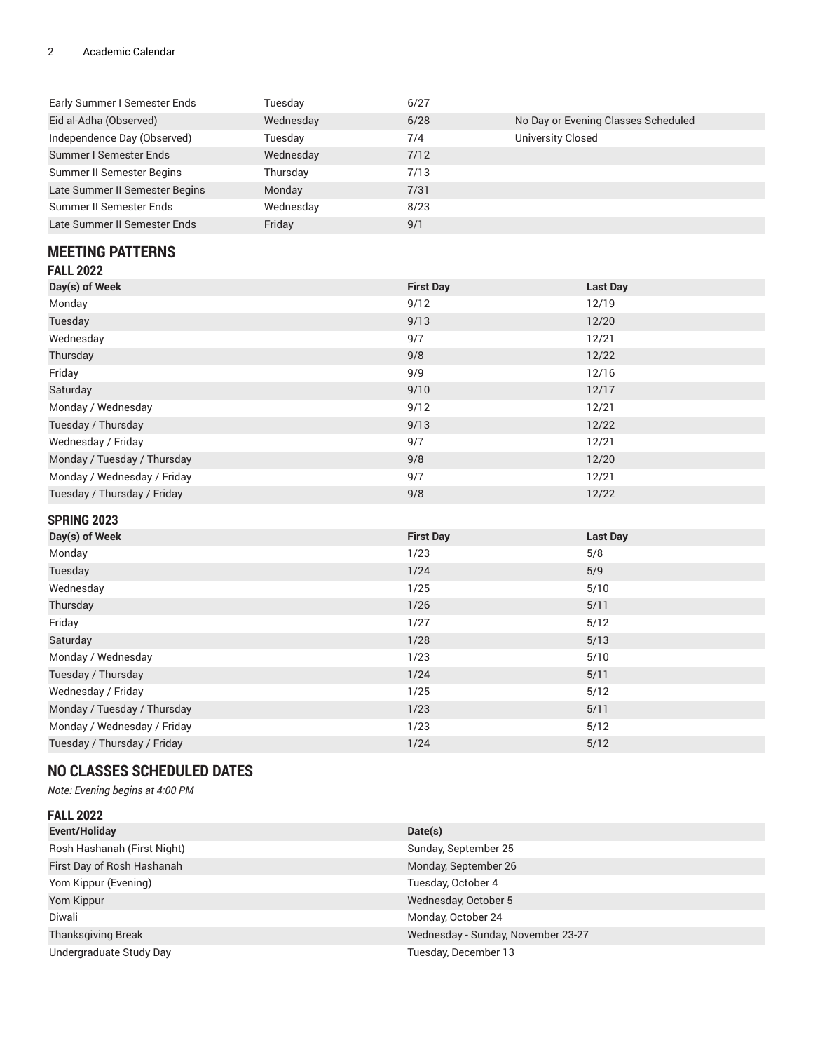| | | | |
|---|---|---|---|
| Early Summer I Semester Ends | Tuesday | 6/27 | |
| Eid al-Adha (Observed) | Wednesday | 6/28 | No Day or Evening Classes Scheduled |
| Independence Day (Observed) | Tuesday | 7/4 | University Closed |
| Summer I Semester Ends | Wednesday | 7/12 | |
| Summer II Semester Begins | Thursday | 7/13 | |
| Late Summer II Semester Begins | Monday | 7/31 | |
| Summer II Semester Ends | Wednesday | 8/23 | |
| Late Summer II Semester Ends | Friday | 9/1 | |

## MEETING PATTERNS

### FALL 2022

| Day(s) of Week | First Day | Last Day |
|---|---|---|
| Monday | 9/12 | 12/19 |
| Tuesday | 9/13 | 12/20 |
| Wednesday | 9/7 | 12/21 |
| Thursday | 9/8 | 12/22 |
| Friday | 9/9 | 12/16 |
| Saturday | 9/10 | 12/17 |
| Monday / Wednesday | 9/12 | 12/21 |
| Tuesday / Thursday | 9/13 | 12/22 |
| Wednesday / Friday | 9/7 | 12/21 |
| Monday / Tuesday / Thursday | 9/8 | 12/20 |
| Monday / Wednesday / Friday | 9/7 | 12/21 |
| Tuesday / Thursday / Friday | 9/8 | 12/22 |

### SPRING 2023

| Day(s) of Week | First Day | Last Day |
|---|---|---|
| Monday | 1/23 | 5/8 |
| Tuesday | 1/24 | 5/9 |
| Wednesday | 1/25 | 5/10 |
| Thursday | 1/26 | 5/11 |
| Friday | 1/27 | 5/12 |
| Saturday | 1/28 | 5/13 |
| Monday / Wednesday | 1/23 | 5/10 |
| Tuesday / Thursday | 1/24 | 5/11 |
| Wednesday / Friday | 1/25 | 5/12 |
| Monday / Tuesday / Thursday | 1/23 | 5/11 |
| Monday / Wednesday / Friday | 1/23 | 5/12 |
| Tuesday / Thursday / Friday | 1/24 | 5/12 |

## NO CLASSES SCHEDULED DATES

*Note: Evening begins at 4:00 PM*

### FALL 2022

| Event/Holiday | Date(s) |
|---|---|
| Rosh Hashanah (First Night) | Sunday, September 25 |
| First Day of Rosh Hashanah | Monday, September 26 |
| Yom Kippur (Evening) | Tuesday, October 4 |
| Yom Kippur | Wednesday, October 5 |
| Diwali | Monday, October 24 |
| Thanksgiving Break | Wednesday - Sunday, November 23-27 |
| Undergraduate Study Day | Tuesday, December 13 |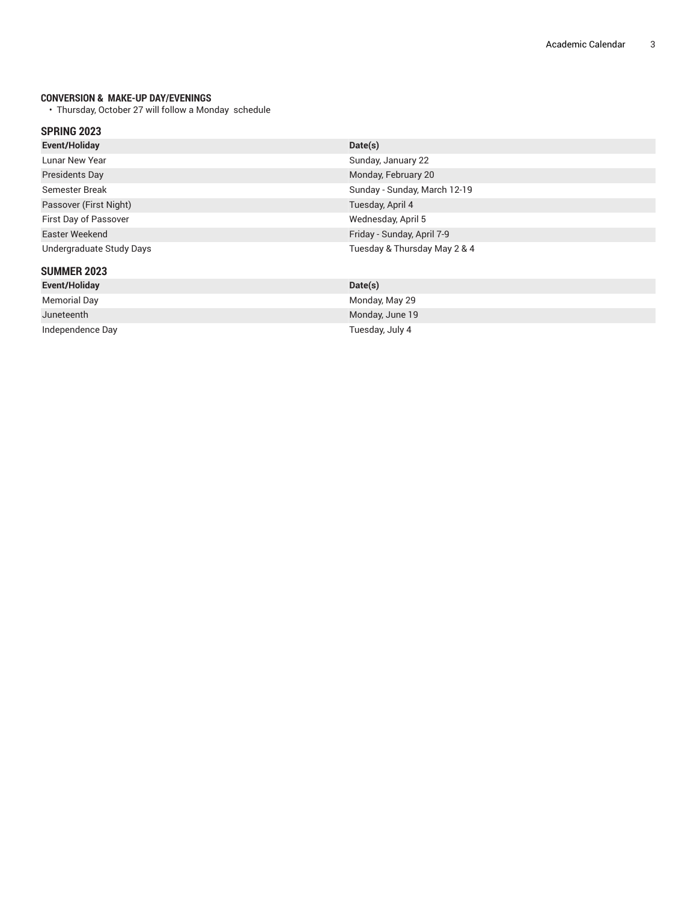### CONVERSION & MAKE-UP DAY/EVENINGS

- Thursday, October 27 will follow a Monday schedule

### SPRING 2023

| Event/Holiday | Date(s) |
|---|---|
| Lunar New Year | Sunday, January 22 |
| Presidents Day | Monday, February 20 |
| Semester Break | Sunday - Sunday, March 12-19 |
| Passover (First Night) | Tuesday, April 4 |
| First Day of Passover | Wednesday, April 5 |
| Easter Weekend | Friday - Sunday, April 7-9 |
| Undergraduate Study Days | Tuesday & Thursday May 2 & 4 |

### SUMMER 2023

| Event/Holiday | Date(s) |
|---|---|
| Memorial Day | Monday, May 29 |
| Juneteenth | Monday, June 19 |
| Independence Day | Tuesday, July 4 |